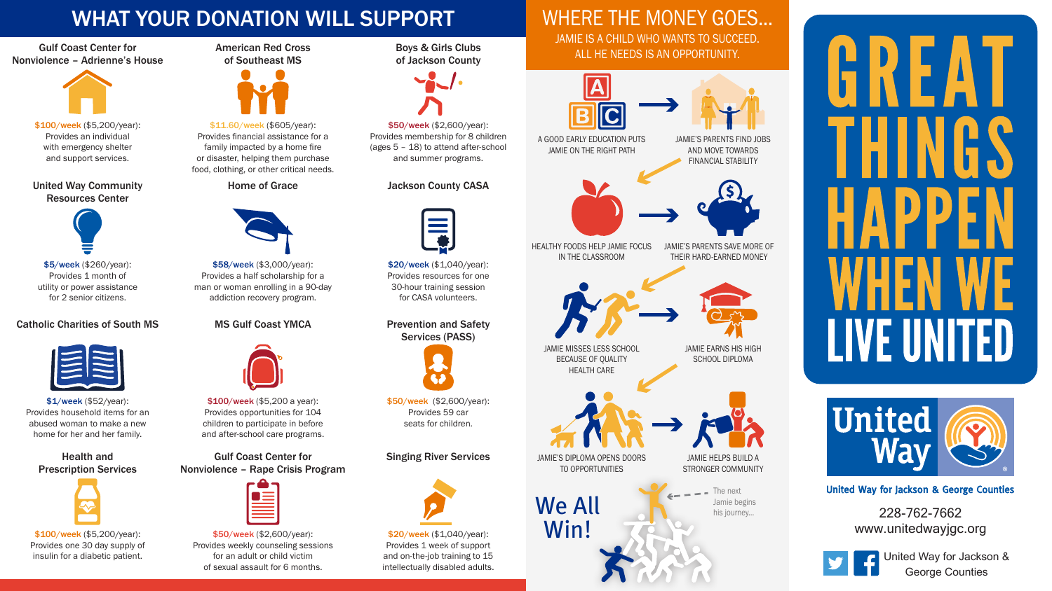# WHAT YOUR DONATION WILL SUPPORT

### Gulf Coast Center for Nonviolence – Adrienne's House

**$100/week** ($5,200/year): Provides an individual with emergency shelter and support services.

### American Red Cross of Southeast MS

**$11.60/week** ($605/year): Provides financial assistance for a family impacted by a home fire or disaster, helping them purchase food, clothing, or other critical needs.

### Boys & Girls Clubs of Jackson County

**$50/week** ($2,600/year): Provides membership for 8 children (ages 5 – 18) to attend after-school and summer programs.

### United Way Community Resources Center

**$5/week** ($260/year): Provides 1 month of utility or power assistance for 2 senior citizens.

### Home of Grace

**$58/week** ($3,000/year): Provides a half scholarship for a man or woman enrolling in a 90-day addiction recovery program.

### Jackson County CASA

**$20/week** ($1,040/year): Provides resources for one 30-hour training session for CASA volunteers.

### Catholic Charities of South MS

**$1/week** ($52/year): Provides household items for an abused woman to make a new home for her and her family.

### MS Gulf Coast YMCA

**$100/week** ($5,200 a year): Provides opportunities for 104 children to participate in before and after-school care programs.

### Prevention and Safety Services (PASS)

**$50/week** ($2,600/year): Provides 59 car seats for children.

### Health and Prescription Services

**$100/week** ($5,200/year): Provides one 30 day supply of insulin for a diabetic patient.

### Gulf Coast Center for Nonviolence – Rape Crisis Program

**$50/week** ($2,600/year): Provides weekly counseling sessions for an adult or child victim of sexual assault for 6 months.

### Singing River Services

**$20/week** ($1,040/year): Provides 1 week of support and on-the-job training to 15 intellectually disabled adults.

# WHERE THE MONEY GOES...

JAMIE IS A CHILD WHO WANTS TO SUCCEED. ALL HE NEEDS IS AN OPPORTUNITY.

A GOOD EARLY EDUCATION PUTS JAMIE ON THE RIGHT PATH → JAMIE'S PARENTS FIND JOBS AND MOVE TOWARDS FINANCIAL STABILITY

HEALTHY FOODS HELP JAMIE FOCUS IN THE CLASSROOM → JAMIE'S PARENTS SAVE MORE OF THEIR HARD-EARNED MONEY

JAMIE MISSES LESS SCHOOL BECAUSE OF QUALITY HEALTH CARE → JAMIE EARNS HIS HIGH SCHOOL DIPLOMA

JAMIE'S DIPLOMA OPENS DOORS TO OPPORTUNITIES → JAMIE HELPS BUILD A STRONGER COMMUNITY

We All Win!

The next Jamie begins his journey...

# GREAT THINGS HAPPEN WHEN WE LIVE UNITED

United Way

United Way for Jackson & George Counties

228-762-7662

www.unitedwayjgc.org

United Way for Jackson & George Counties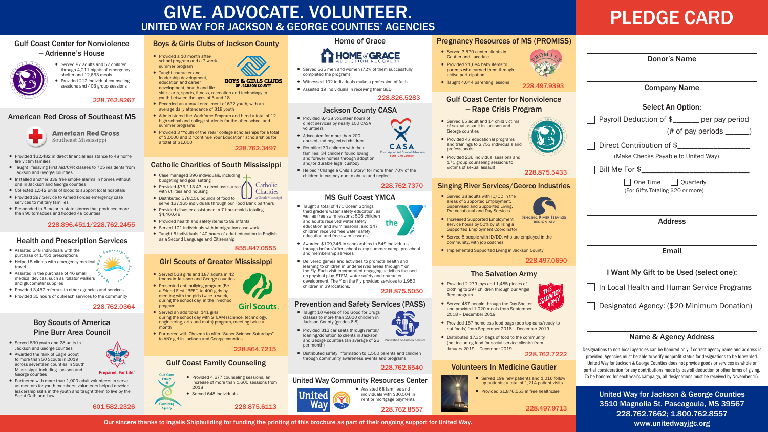# GIVE. ADVOCATE. VOLUNTEER.

## UNITED WAY FOR JACKSON & GEORGE COUNTIES' AGENCIES

### Gulf Coast Center for Nonviolence – Adrienne's House

- Served 97 adults and 57 children through 4,211 nights of emergency shelter and 12,633 meals
- Provided 212 individual counseling sessions and 403 group sessions

228.762.8267

### American Red Cross of Southeast MS

- Provided $32,482 in direct financial assistance to 48 home fire victim families
- Taught lifesaving First Aid/CPR classes to 705 residents from Jackson and George counties
- Installed another 339 free smoke alarms in homes without one in Jackson and George counties
- Collected 1,542 units of blood to support local hospitals
- Provided 297 Service to Armed Forces emergency case services to military families
- Responded to 6 major in-state storms that produced more than 90 tornadoes and flooded 48 counties

228.896.4511/228.762.2455

### Health and Prescription Services

- Assisted 548 individuals with the purchase of 1,451 prescriptions
- Helped 5 clients with emergency medical travel
- Assisted in the purchase of 46 small medical devices, such as rollator walkers and glucometer supplies
- Provided 3,452 referrals to other agencies and services
- Provided 35 hours of outreach services to the community

228.762.0364

### Boy Scouts of America Pine Burr Area Council

- Served 830 youth and 28 units in Jackson and George counties
- Awarded the rank of Eagle Scout to more than 50 Scouts in 2019 across seventeen counties in South Mississippi, including Jackson and George counties
- Partnered with more than 1,000 adult volunteers to serve as mentors for youth members; volunteers helped develop leadership skills in the youth and taught them to live by the Scout Oath and Law

601.582.2326

### Boys & Girls Clubs of Jackson County

- Provided a 10 month after-school program and a 7 week summer program
- Taught character and leadership development, education and career development, health and life skills, arts, sports, fitness, recreation and technology to youth between the ages of 5 and 18
- Recorded an annual enrollment of 672 youth, with an average daily attendance of 318 youth
- Administered the Workforce Program and hired a total of 12 high school and college students for the after-school and summer programs
- Provided 3 "Youth of the Year" college scholarships for a total of $2,000 and 2 "Continue Your Education" scholarships for a total of $1,000

228.762.3497

### Catholic Charities of South Mississippi

- Case managed 396 individuals, including budgeting and goal setting
- Provided $73,113.43 in direct assistance with utilities and housing
- Distributed 578,156 pounds of food to serve 137,165 individuals through our Food Bank partners
- Provided disaster assistance to 7 households totaling $4,460.49
- Provided health and safety items to 89 infants
- Served 171 individuals with immigration case work
- Taught 6 individuals 140 hours of adult education in English as a Second Language and Citizenship

855.847.0555

### Girl Scouts of Greater Mississippi

- Served 528 girls and 187 adults in 42 troops in Jackson and George counties
- Presented anti-bullying program (Be a Friend First "BFF") to 400 girls by meeting with the girls twice a week, during the school day, in the in-school program
- Served an additional 141 girls during the school day with STEAM (science, technology, engineering, arts and math) program, meeting twice a month
- Partnered with Chevron to offer "Super Science Saturdays" to ANY girl in Jackson and George counties

228.864.7215

### Gulf Coast Family Counseling

- Provided 4,677 counseling sessions, an increase of more than 1,600 sessions from 2018
- Served 648 individuals

228.875.6113

### Home of Grace

- Served 535 men and women (72% of them successfully completed the program)
- Witnessed 102 individuals make a profession of faith
- Assisted 19 individuals in receiving their GED

228.826.5283

### Jackson County CASA

- Provided 8,438 volunteer hours of direct services by nearly 100 CASA volunteers
- Advocated for more than 200 abused and neglected children
- Reunified 30 children with their families; 34 children found loving and forever homes through adoption and/or durable legal custody
- Helped "Change a Child's Story" for more than 70% of the children in custody due to abuse and neglect

228.762.7370

### MS Gulf Coast YMCA

- Taught a total of 471 Ocean Springs' third graders water safety education, as well as free swim lessons; 506 children and adults received water safety education and swim lessons; and 147 children received free water safety education and free swim lessons
- Awarded $109,346 in scholarships to 549 individuals through before/after-school camp summer camp, preschool and membership services
- Delivered games and activities to promote health and learning to children in underserved areas through Y on the Fly. Each visit incorporated engaging activities focused on physical play, STEM, water safety and character development. The Y on the Fly provided services to 1,950 children in 39 locations.

228.875.5050

### Prevention and Safety Services (PASS)

- Taught 10 weeks of Too Good for Drugs classes to more than 2,000 children in Jackson County (grades 6-8)
- Provided 312 car seats through rental/loaning/donation to clients in Jackson and George counties (an average of 26 per month)
- Distributed safety information to 1,500 parents and children through community awareness events and programs

228.762.6540

### United Way Community Resources Center

- Assisted 68 families and individuals with $30,504 in rent or mortgage payments

228.762.8557

### Pregnancy Resources of MS (PROMISS)

- Served 3,570 center clients in Gautier and Lucedale
- Provided 21,684 baby items to parents who earned them through active participation
- Taught 4,044 parenting lessons

228.497.9393

### Gulf Coast Center for Nonviolence – Rape Crisis Program

- Served 65 adult and 14 child victims of sexual assault in Jackson and George counties
- Provided 47 educational programs and trainings to 2,753 individuals and professionals
- Provided 236 individual sessions and 171 group counseling sessions to victims of sexual assault

228.875.5433

### Singing River Services/Georco Industries

- Served 38 adults with ID/DD in the areas of Supported Employment, Supervised and Supported Living, Pre-Vocational and Day Services
- Increased Supported Employment service hours by 50% by utilizing a Supported Employment Coordinator
- Served 8 people with ID/DD, who are employed in the community, with job coaches
- Implemented Supported Living in Jackson County

228.497.0690

### The Salvation Army

- Provided 2,279 toys and 1,485 pieces of clothing to 297 children through our Angel Tree program
- Served 487 people through the Day Shelter and provided 1,020 meals from September 2018 – December 2019
- Provided 157 homeless food bags (pop-top cans/ready to eat foods) from September 2018 – December 2019
- Distributed 17,314 bags of food to the community (not including food for social service clients) from January 2019 – December 2019

228.762.7222

### Volunteers In Medicine Gautier

- Served 198 new patients and 1,016 follow up patients; a total of 1,214 patient visits
- Provided $1,876,553 in free healthcare

228.497.9713

Our sincere thanks to Ingalls Shipbuilding for funding the printing of this brochure as part of their ongoing support for United Way.

# PLEDGE CARD

____________________
Donor's Name

____________________
Company Name

**Select An Option:**

☐ Payroll Deduction of $______ per pay period (# of pay periods ______)

☐ Direct Contribution of $________________ (Make Checks Payable to United Way)

☐ Bill Me For $________________________

☐ One Time ☐ Quarterly

(For Gifts Totaling $20 or more)

____________________
Address

____________________
Email

**I Want My Gift to be Used (select one):**

☐ In Local Health and Human Service Programs

☐ Designated Agency: ($20 Minimum Donation)

____________________
Name & Agency Address

Designations to non-local agencies can be honored only if correct agency name and address is provided. Agencies must be able to verify nonprofit status for designations to be forwarded. United Way for Jackson & George Counties does not provide goods or services as whole or partial consideration for any contributions made by payroll deduction or other forms of giving. To be honored for each year's campaign, all designations must be received by November 15.

**United Way for Jackson & George Counties**
**3510 Magnolia St. Pascagoula, MS 39567**
**228.762.7662; 1.800.762.8557**
**www.unitedwayjgc.org**